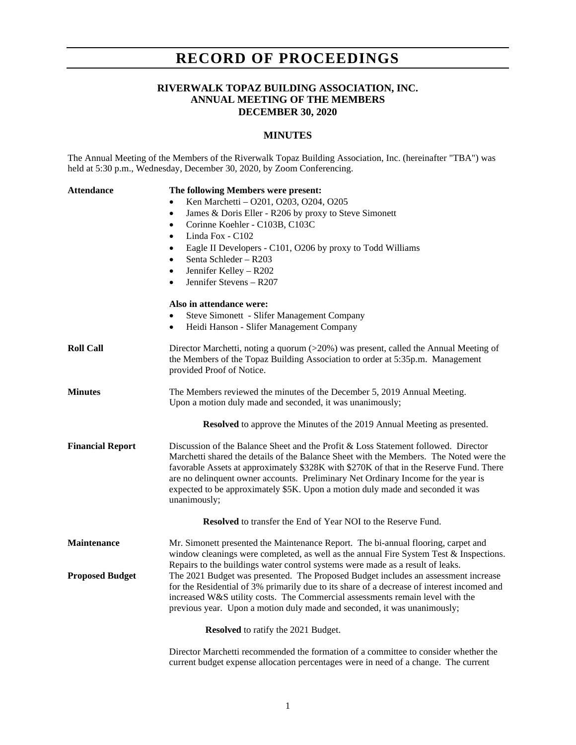# RECORD OF PROCEEDINGS

## RIVERWALK TOPAZ BUILDING ASSOCIATION, INC.
## ANNUAL MEETING OF THE MEMBERS
## DECEMBER 30, 2020

### MINUTES

The Annual Meeting of the Members of the Riverwalk Topaz Building Association, Inc. (hereinafter "TBA") was held at 5:30 p.m., Wednesday, December 30, 2020, by Zoom Conferencing.

**Attendance**

**The following Members were present:**

- Ken Marchetti – O201, O203, O204, O205
- James & Doris Eller - R206 by proxy to Steve Simonett
- Corinne Koehler - C103B, C103C
- Linda Fox - C102
- Eagle II Developers - C101, O206 by proxy to Todd Williams
- Senta Schleder – R203
- Jennifer Kelley – R202
- Jennifer Stevens – R207

**Also in attendance were:**

- Steve Simonett - Slifer Management Company
- Heidi Hanson - Slifer Management Company

**Roll Call**

Director Marchetti, noting a quorum (>20%) was present, called the Annual Meeting of the Members of the Topaz Building Association to order at 5:35p.m. Management provided Proof of Notice.

**Minutes**

The Members reviewed the minutes of the December 5, 2019 Annual Meeting. Upon a motion duly made and seconded, it was unanimously;

**Resolved** to approve the Minutes of the 2019 Annual Meeting as presented.

**Financial Report**

Discussion of the Balance Sheet and the Profit & Loss Statement followed. Director Marchetti shared the details of the Balance Sheet with the Members. The Noted were the favorable Assets at approximately \$328K with \$270K of that in the Reserve Fund. There are no delinquent owner accounts. Preliminary Net Ordinary Income for the year is expected to be approximately \$5K. Upon a motion duly made and seconded it was unanimously;

**Resolved** to transfer the End of Year NOI to the Reserve Fund.

**Maintenance**

Mr. Simonett presented the Maintenance Report. The bi-annual flooring, carpet and window cleanings were completed, as well as the annual Fire System Test & Inspections. Repairs to the buildings water control systems were made as a result of leaks.

**Proposed Budget**

The 2021 Budget was presented. The Proposed Budget includes an assessment increase for the Residential of 3% primarily due to its share of a decrease of interest incomed and increased W&S utility costs. The Commercial assessments remain level with the previous year. Upon a motion duly made and seconded, it was unanimously;

**Resolved** to ratify the 2021 Budget.

Director Marchetti recommended the formation of a committee to consider whether the current budget expense allocation percentages were in need of a change. The current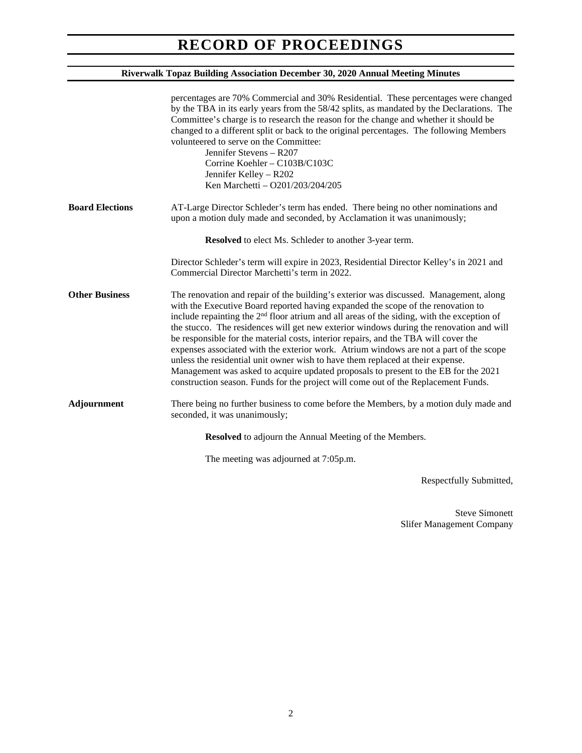# RECORD OF PROCEEDINGS

**Riverwalk Topaz Building Association December 30, 2020 Annual Meeting Minutes**

percentages are 70% Commercial and 30% Residential. These percentages were changed by the TBA in its early years from the 58/42 splits, as mandated by the Declarations. The Committee's charge is to research the reason for the change and whether it should be changed to a different split or back to the original percentages. The following Members volunteered to serve on the Committee:

Jennifer Stevens – R207
Corrine Koehler – C103B/C103C
Jennifer Kelley – R202
Ken Marchetti – O201/203/204/205

**Board Elections**

AT-Large Director Schleder's term has ended. There being no other nominations and upon a motion duly made and seconded, by Acclamation it was unanimously;

**Resolved** to elect Ms. Schleder to another 3-year term.

Director Schleder's term will expire in 2023, Residential Director Kelley's in 2021 and Commercial Director Marchetti's term in 2022.

**Other Business**

The renovation and repair of the building's exterior was discussed. Management, along with the Executive Board reported having expanded the scope of the renovation to include repainting the 2nd floor atrium and all areas of the siding, with the exception of the stucco. The residences will get new exterior windows during the renovation and will be responsible for the material costs, interior repairs, and the TBA will cover the expenses associated with the exterior work. Atrium windows are not a part of the scope unless the residential unit owner wish to have them replaced at their expense. Management was asked to acquire updated proposals to present to the EB for the 2021 construction season. Funds for the project will come out of the Replacement Funds.

**Adjournment**

There being no further business to come before the Members, by a motion duly made and seconded, it was unanimously;

**Resolved** to adjourn the Annual Meeting of the Members.

The meeting was adjourned at 7:05p.m.

Respectfully Submitted,

Steve Simonett
Slifer Management Company